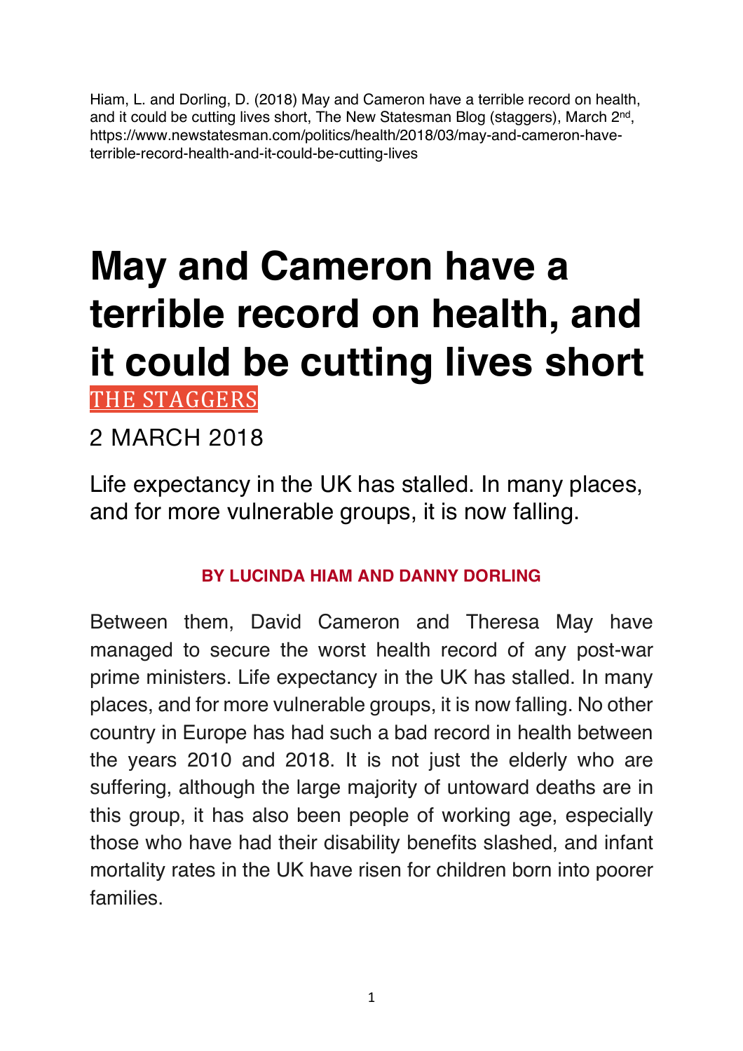Hiam, L. and Dorling, D. (2018) May and Cameron have a terrible record on health, and it could be cutting lives short, The New Statesman Blog (staggers), March 2nd, https://www.newstatesman.com/politics/health/2018/03/may-and-cameron-have-terrible-record-health-and-it-could-be-cutting-lives

# May and Cameron have a terrible record on health, and it could be cutting lives short

THE STAGGERS

2 MARCH 2018

Life expectancy in the UK has stalled. In many places, and for more vulnerable groups, it is now falling.

**BY LUCINDA HIAM AND DANNY DORLING**

Between them, David Cameron and Theresa May have managed to secure the worst health record of any post-war prime ministers. Life expectancy in the UK has stalled. In many places, and for more vulnerable groups, it is now falling. No other country in Europe has had such a bad record in health between the years 2010 and 2018. It is not just the elderly who are suffering, although the large majority of untoward deaths are in this group, it has also been people of working age, especially those who have had their disability benefits slashed, and infant mortality rates in the UK have risen for children born into poorer families.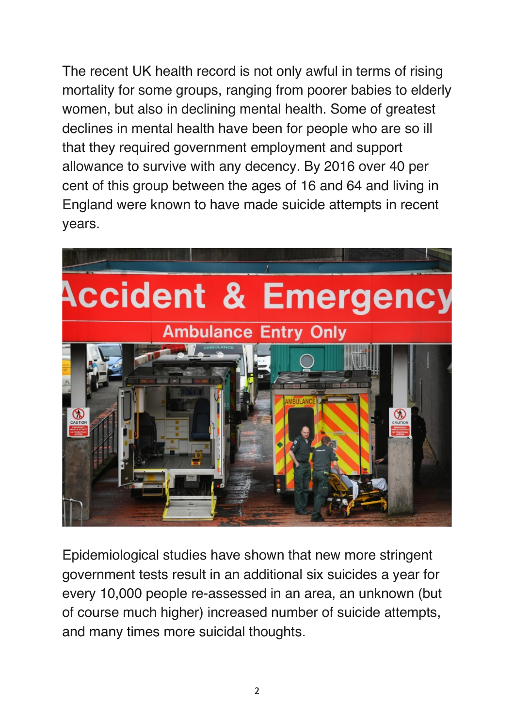The recent UK health record is not only awful in terms of rising mortality for some groups, ranging from poorer babies to elderly women, but also in declining mental health. Some of greatest declines in mental health have been for people who are so ill that they required government employment and support allowance to survive with any decency. By 2016 over 40 per cent of this group between the ages of 16 and 64 and living in England were known to have made suicide attempts in recent years.

Epidemiological studies have shown that new more stringent government tests result in an additional six suicides a year for every 10,000 people re-assessed in an area, an unknown (but of course much higher) increased number of suicide attempts, and many times more suicidal thoughts.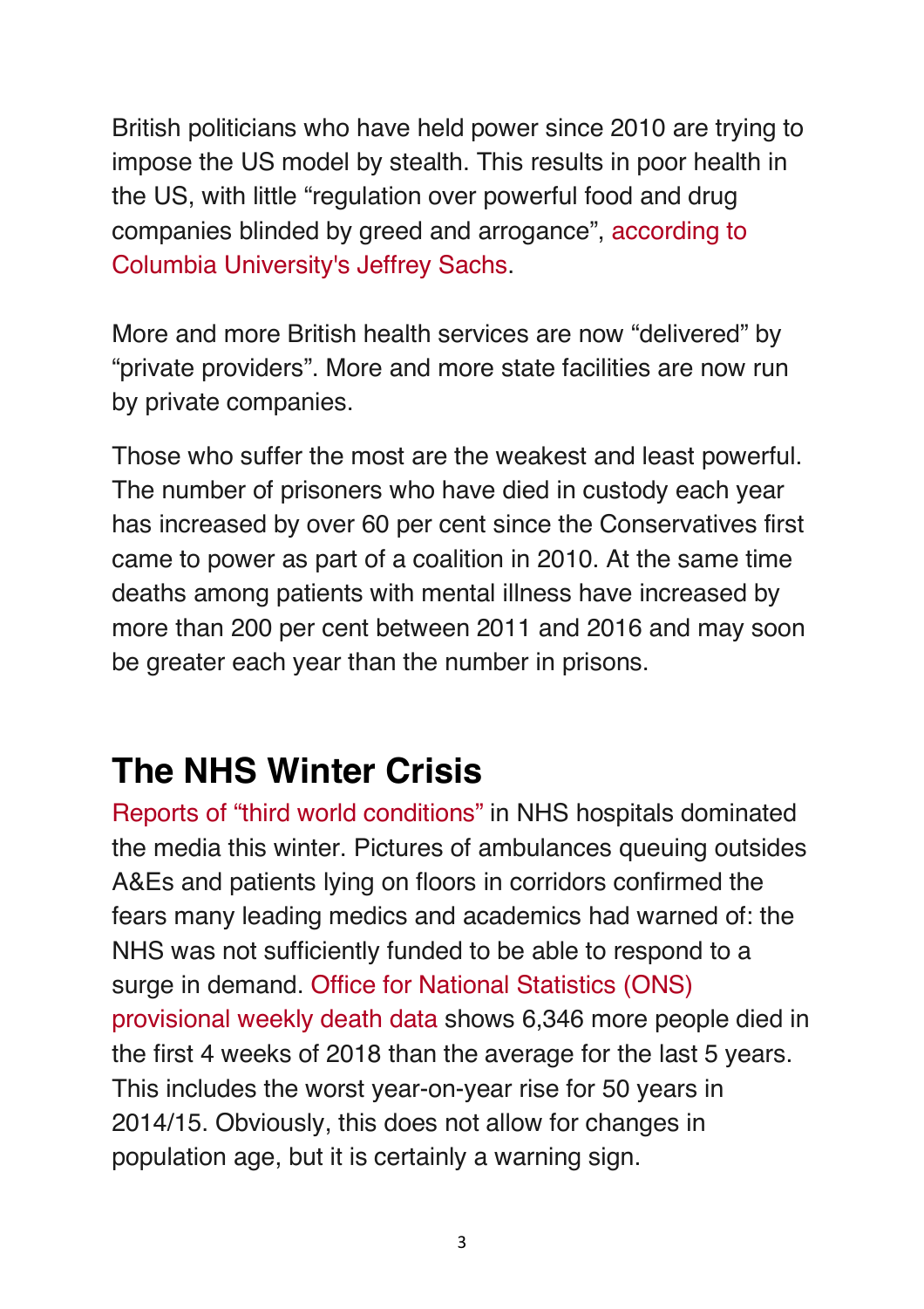British politicians who have held power since 2010 are trying to impose the US model by stealth. This results in poor health in the US, with little "regulation over powerful food and drug companies blinded by greed and arrogance", according to Columbia University's Jeffrey Sachs.

More and more British health services are now "delivered" by "private providers". More and more state facilities are now run by private companies.

Those who suffer the most are the weakest and least powerful. The number of prisoners who have died in custody each year has increased by over 60 per cent since the Conservatives first came to power as part of a coalition in 2010. At the same time deaths among patients with mental illness have increased by more than 200 per cent between 2011 and 2016 and may soon be greater each year than the number in prisons.

## The NHS Winter Crisis

Reports of "third world conditions" in NHS hospitals dominated the media this winter. Pictures of ambulances queuing outsides A&Es and patients lying on floors in corridors confirmed the fears many leading medics and academics had warned of: the NHS was not sufficiently funded to be able to respond to a surge in demand. Office for National Statistics (ONS) provisional weekly death data shows 6,346 more people died in the first 4 weeks of 2018 than the average for the last 5 years. This includes the worst year-on-year rise for 50 years in 2014/15. Obviously, this does not allow for changes in population age, but it is certainly a warning sign.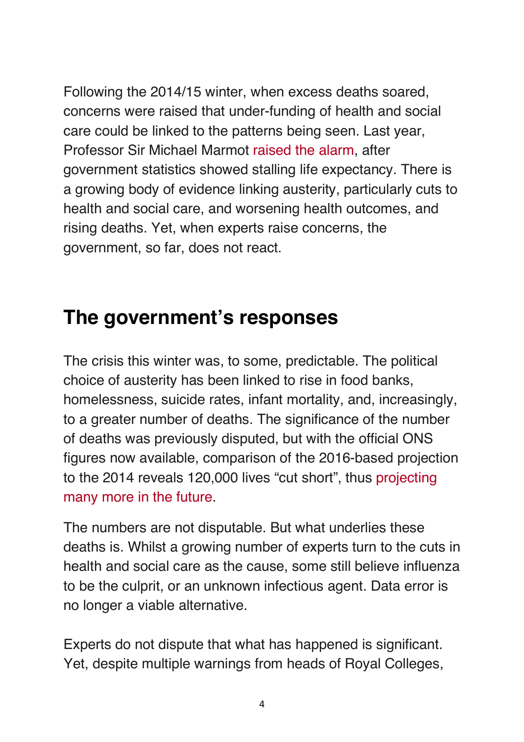Following the 2014/15 winter, when excess deaths soared, concerns were raised that under-funding of health and social care could be linked to the patterns being seen. Last year, Professor Sir Michael Marmot raised the alarm, after government statistics showed stalling life expectancy. There is a growing body of evidence linking austerity, particularly cuts to health and social care, and worsening health outcomes, and rising deaths. Yet, when experts raise concerns, the government, so far, does not react.

## The government's responses

The crisis this winter was, to some, predictable. The political choice of austerity has been linked to rise in food banks, homelessness, suicide rates, infant mortality, and, increasingly, to a greater number of deaths. The significance of the number of deaths was previously disputed, but with the official ONS figures now available, comparison of the 2016-based projection to the 2014 reveals 120,000 lives "cut short", thus projecting many more in the future.

The numbers are not disputable. But what underlies these deaths is. Whilst a growing number of experts turn to the cuts in health and social care as the cause, some still believe influenza to be the culprit, or an unknown infectious agent. Data error is no longer a viable alternative.

Experts do not dispute that what has happened is significant. Yet, despite multiple warnings from heads of Royal Colleges,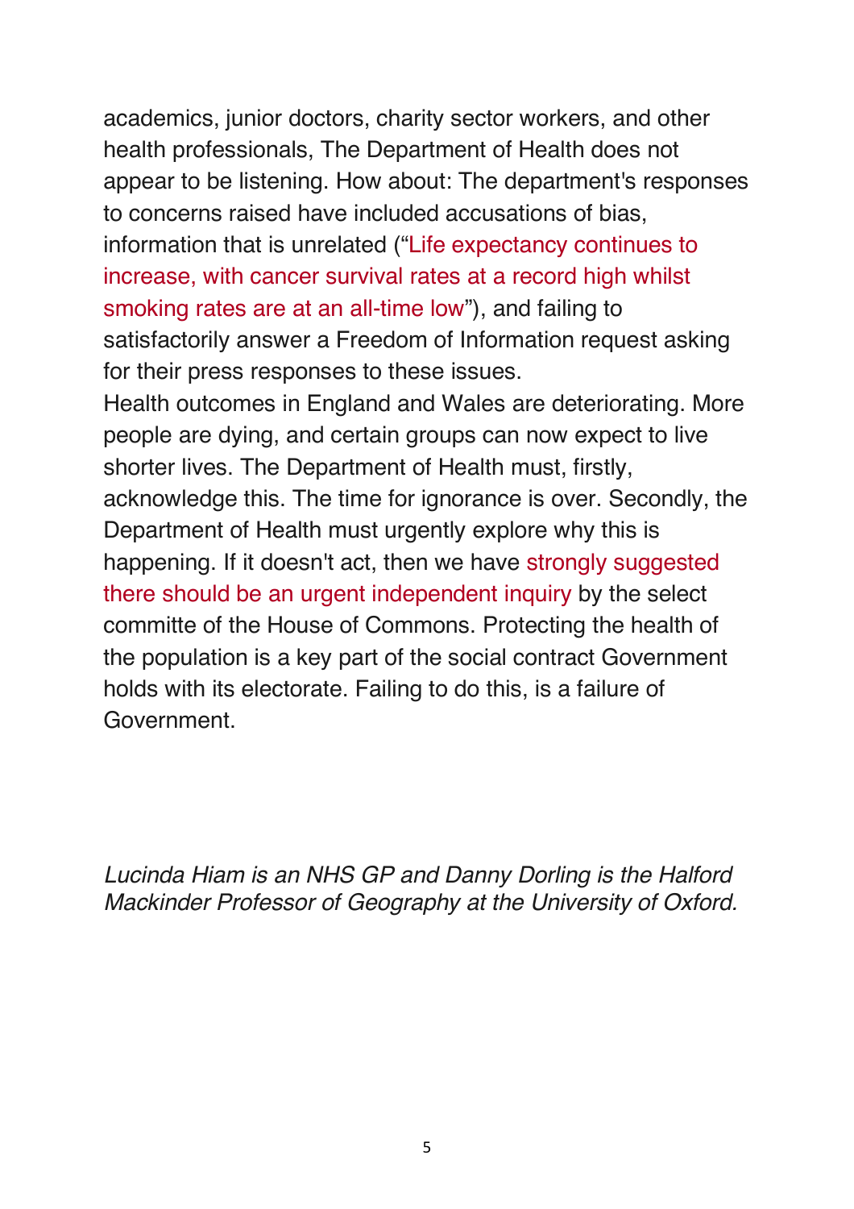academics, junior doctors, charity sector workers, and other health professionals, The Department of Health does not appear to be listening. How about: The department's responses to concerns raised have included accusations of bias, information that is unrelated ("Life expectancy continues to increase, with cancer survival rates at a record high whilst smoking rates are at an all-time low"), and failing to satisfactorily answer a Freedom of Information request asking for their press responses to these issues.

Health outcomes in England and Wales are deteriorating. More people are dying, and certain groups can now expect to live shorter lives. The Department of Health must, firstly, acknowledge this. The time for ignorance is over. Secondly, the Department of Health must urgently explore why this is happening. If it doesn't act, then we have strongly suggested there should be an urgent independent inquiry by the select committe of the House of Commons. Protecting the health of the population is a key part of the social contract Government holds with its electorate. Failing to do this, is a failure of Government.

*Lucinda Hiam is an NHS GP and Danny Dorling is the Halford Mackinder Professor of Geography at the University of Oxford.*